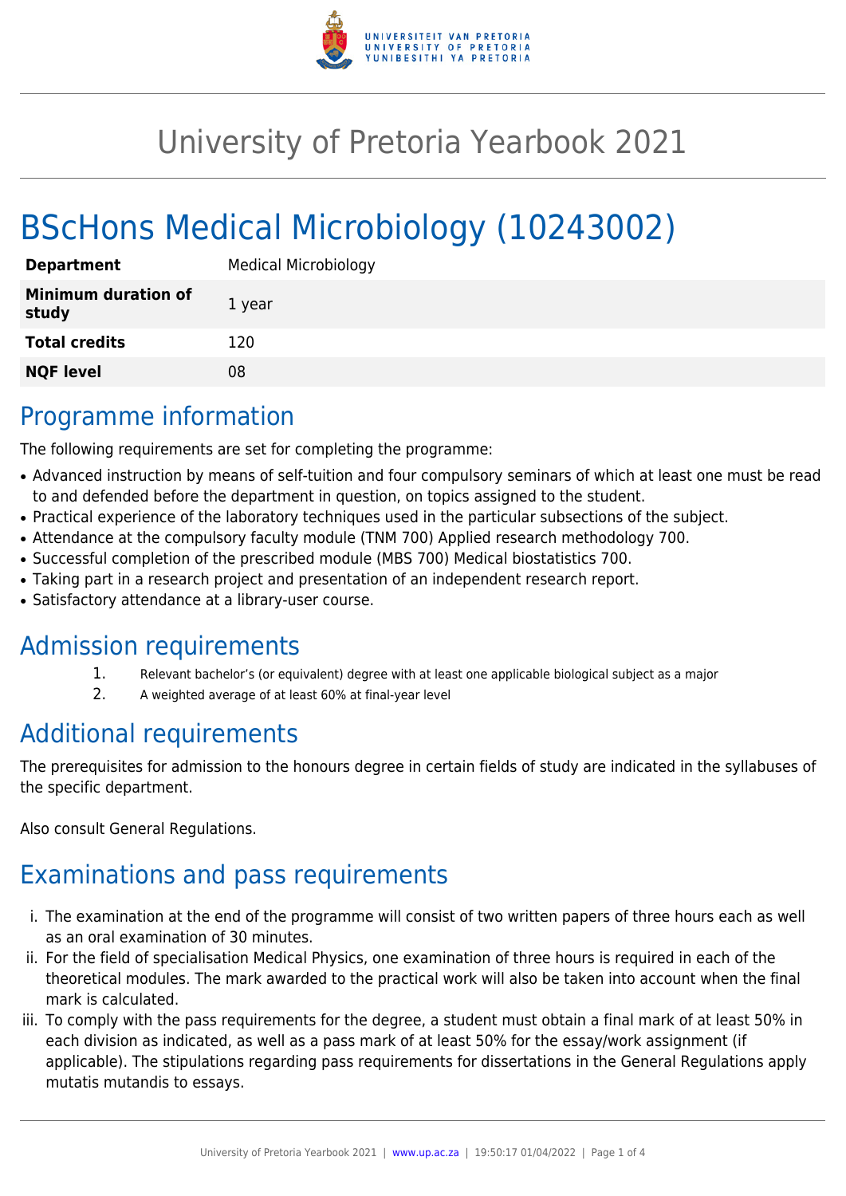# University of Pretoria Yearbook 2021

# BScHons Medical Microbiology (10243002)

| Department | Medical Microbiology |
|---|---|
| Minimum duration of study | 1 year |
| Total credits | 120 |
| NQF level | 08 |

## Programme information

The following requirements are set for completing the programme:

- Advanced instruction by means of self-tuition and four compulsory seminars of which at least one must be read to and defended before the department in question, on topics assigned to the student.
- Practical experience of the laboratory techniques used in the particular subsections of the subject.
- Attendance at the compulsory faculty module (TNM 700) Applied research methodology 700.
- Successful completion of the prescribed module (MBS 700) Medical biostatistics 700.
- Taking part in a research project and presentation of an independent research report.
- Satisfactory attendance at a library-user course.

## Admission requirements

1. Relevant bachelor's (or equivalent) degree with at least one applicable biological subject as a major
2. A weighted average of at least 60% at final-year level

## Additional requirements

The prerequisites for admission to the honours degree in certain fields of study are indicated in the syllabuses of the specific department.

Also consult General Regulations.

## Examinations and pass requirements

i. The examination at the end of the programme will consist of two written papers of three hours each as well as an oral examination of 30 minutes.

ii. For the field of specialisation Medical Physics, one examination of three hours is required in each of the theoretical modules. The mark awarded to the practical work will also be taken into account when the final mark is calculated.

iii. To comply with the pass requirements for the degree, a student must obtain a final mark of at least 50% in each division as indicated, as well as a pass mark of at least 50% for the essay/work assignment (if applicable). The stipulations regarding pass requirements for dissertations in the General Regulations apply mutatis mutandis to essays.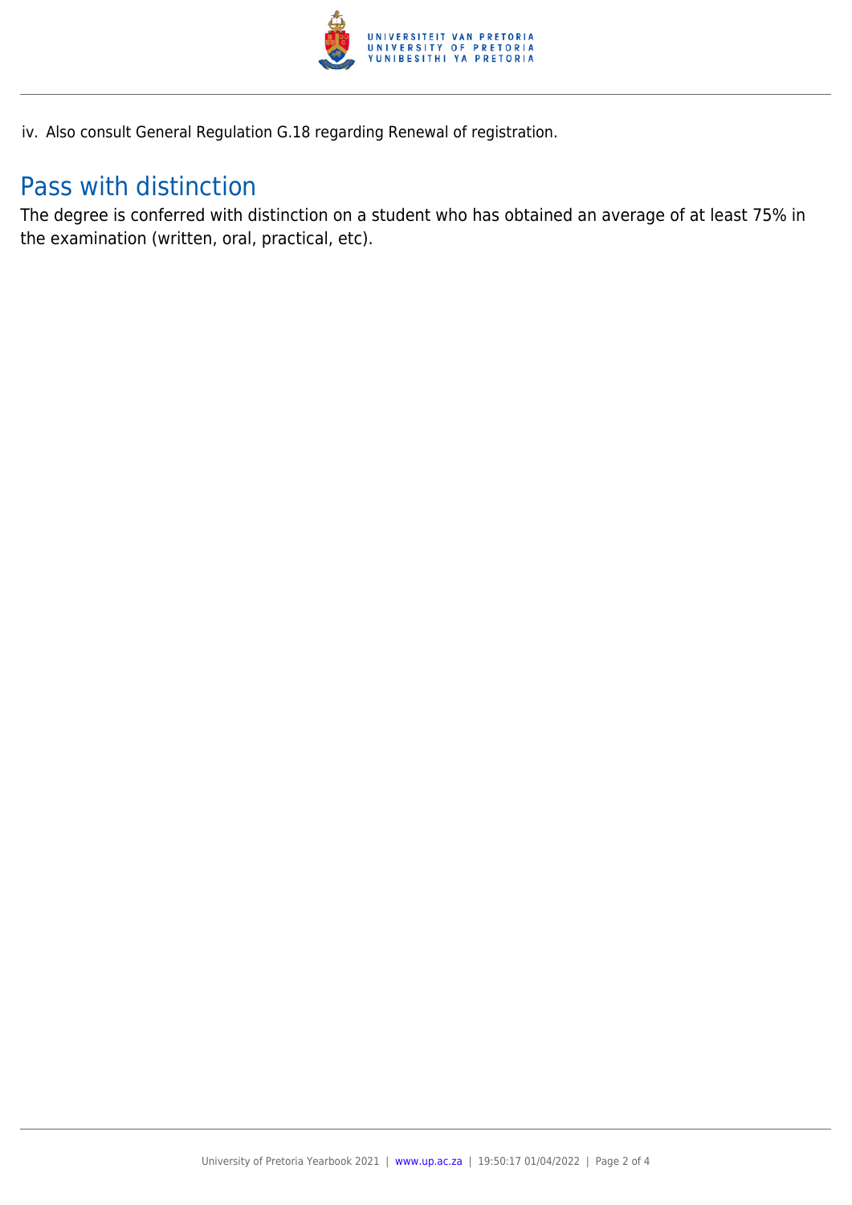iv. Also consult General Regulation G.18 regarding Renewal of registration.

## Pass with distinction

The degree is conferred with distinction on a student who has obtained an average of at least 75% in the examination (written, oral, practical, etc).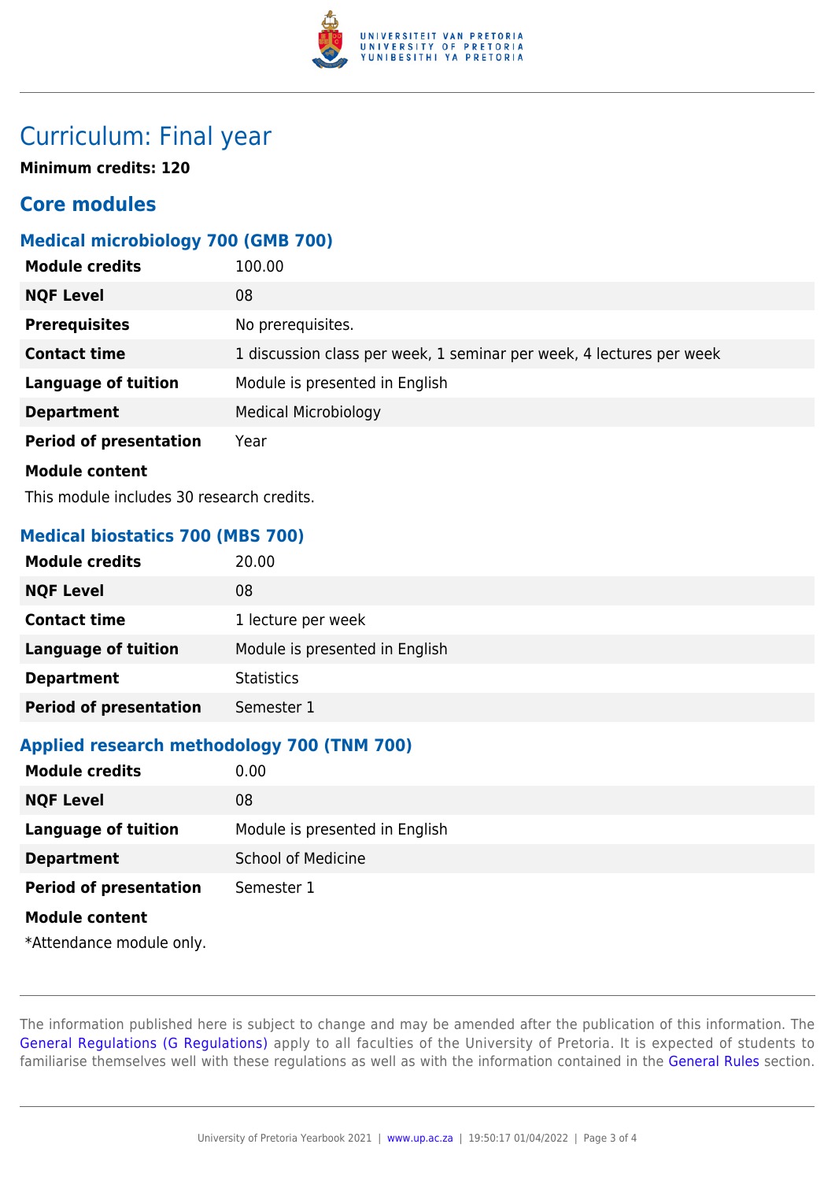# Curriculum: Final year

**Minimum credits: 120**

## Core modules

### Medical microbiology 700 (GMB 700)

| | |
|---|---|
| **Module credits** | 100.00 |
| **NQF Level** | 08 |
| **Prerequisites** | No prerequisites. |
| **Contact time** | 1 discussion class per week, 1 seminar per week, 4 lectures per week |
| **Language of tuition** | Module is presented in English |
| **Department** | Medical Microbiology |
| **Period of presentation** | Year |

**Module content**

This module includes 30 research credits.

### Medical biostatics 700 (MBS 700)

| | |
|---|---|
| **Module credits** | 20.00 |
| **NQF Level** | 08 |
| **Contact time** | 1 lecture per week |
| **Language of tuition** | Module is presented in English |
| **Department** | Statistics |
| **Period of presentation** | Semester 1 |

### Applied research methodology 700 (TNM 700)

| | |
|---|---|
| **Module credits** | 0.00 |
| **NQF Level** | 08 |
| **Language of tuition** | Module is presented in English |
| **Department** | School of Medicine |
| **Period of presentation** | Semester 1 |

**Module content**

*Attendance module only.

The information published here is subject to change and may be amended after the publication of this information. The General Regulations (G Regulations) apply to all faculties of the University of Pretoria. It is expected of students to familiarise themselves well with these regulations as well as with the information contained in the General Rules section.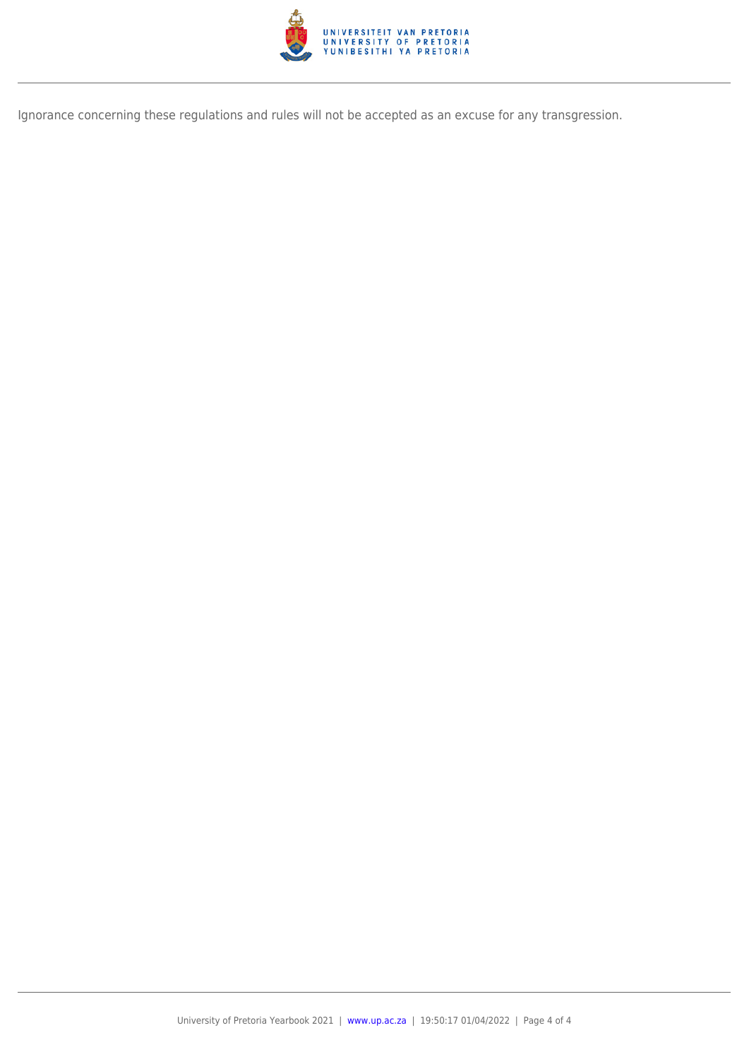Ignorance concerning these regulations and rules will not be accepted as an excuse for any transgression.